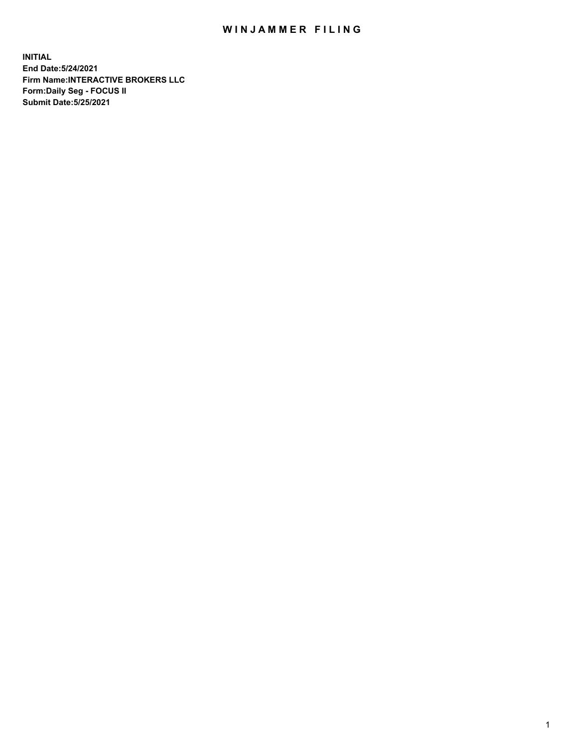# WINJAMMER FILING

**INITIAL**
**End Date:5/24/2021**
**Firm Name:INTERACTIVE BROKERS LLC**
**Form:Daily Seg - FOCUS II**
**Submit Date:5/25/2021**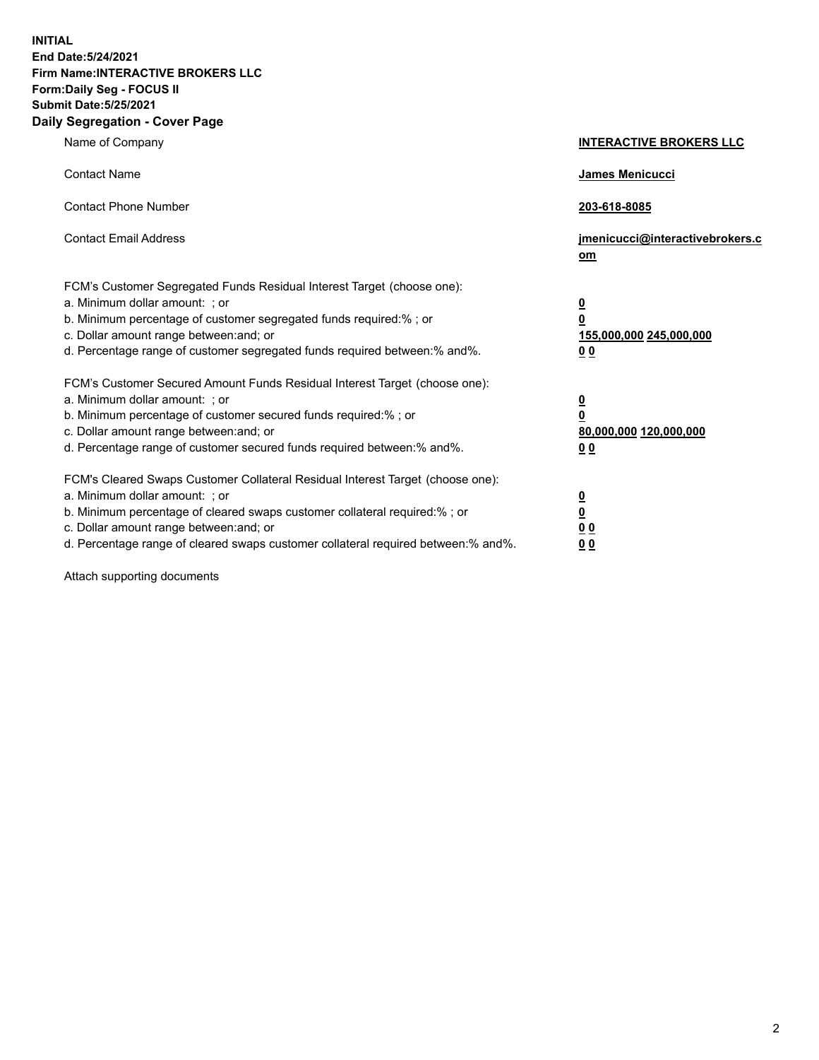**INITIAL**
**End Date:5/24/2021**
**Firm Name:INTERACTIVE BROKERS LLC**
**Form:Daily Seg - FOCUS II**
**Submit Date:5/25/2021**

## Daily Segregation - Cover Page

| | |
|---|---|
| Name of Company | **INTERACTIVE BROKERS LLC** |
| Contact Name | **James Menicucci** |
| Contact Phone Number | **203-618-8085** |
| Contact Email Address | **jmenicucci@interactivebrokers.com** |

FCM's Customer Segregated Funds Residual Interest Target (choose one):

| | |
|---|---|
| a. Minimum dollar amount: ; or | **0** |
| b. Minimum percentage of customer segregated funds required:% ; or | **0** |
| c. Dollar amount range between:and; or | **155,000,000 245,000,000** |
| d. Percentage range of customer segregated funds required between:% and%. | **0 0** |

FCM's Customer Secured Amount Funds Residual Interest Target (choose one):

| | |
|---|---|
| a. Minimum dollar amount: ; or | **0** |
| b. Minimum percentage of customer secured funds required:% ; or | **0** |
| c. Dollar amount range between:and; or | **80,000,000 120,000,000** |
| d. Percentage range of customer secured funds required between:% and%. | **0 0** |

FCM's Cleared Swaps Customer Collateral Residual Interest Target (choose one):

| | |
|---|---|
| a. Minimum dollar amount: ; or | **0** |
| b. Minimum percentage of cleared swaps customer collateral required:% ; or | **0** |
| c. Dollar amount range between:and; or | **0 0** |
| d. Percentage range of cleared swaps customer collateral required between:% and%. | **0 0** |

Attach supporting documents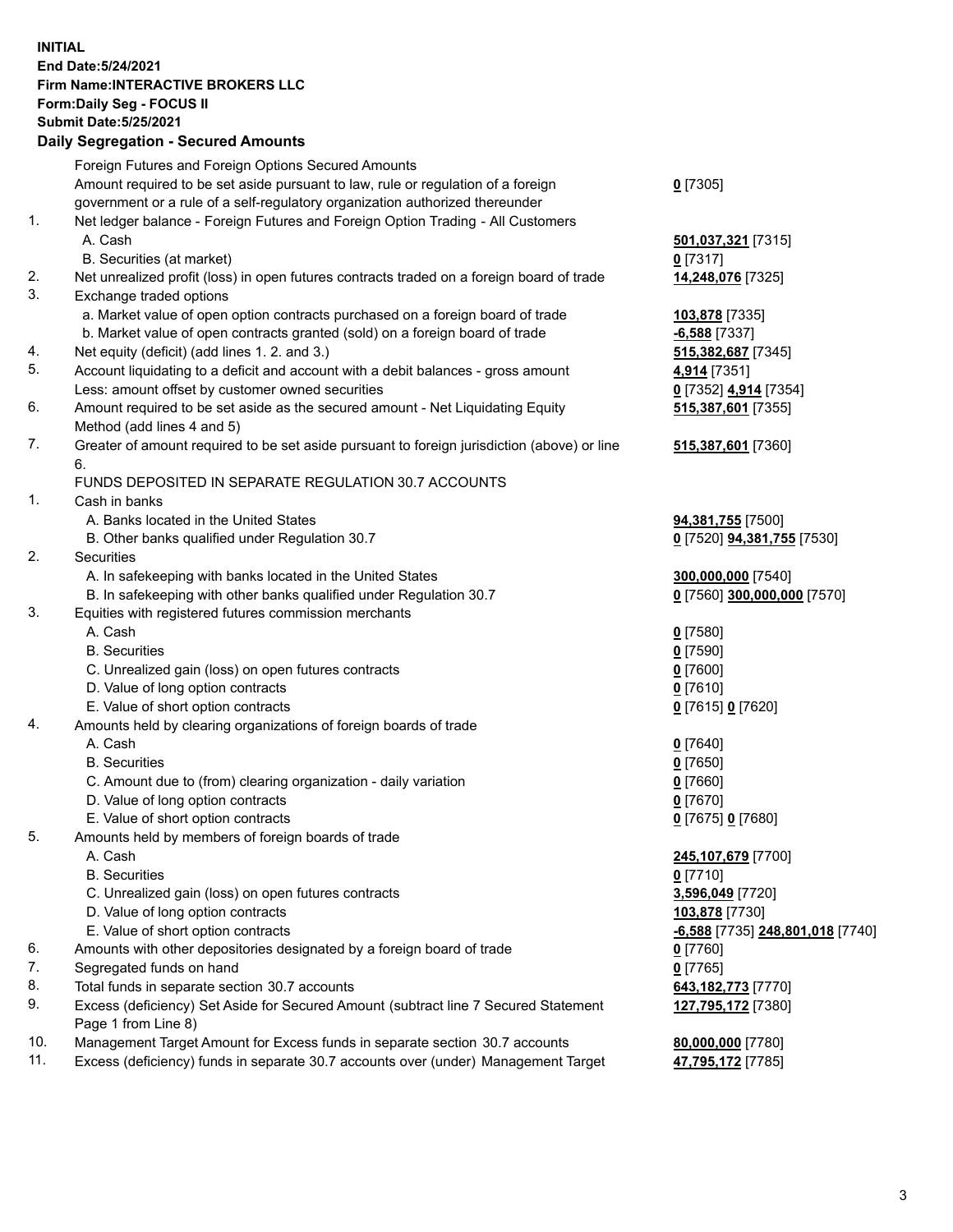**INITIAL**
**End Date:5/24/2021**
**Firm Name:INTERACTIVE BROKERS LLC**
**Form:Daily Seg - FOCUS II**
**Submit Date:5/25/2021**

**Daily Segregation - Secured Amounts**

| | | |
|---|---|---|
| | Foreign Futures and Foreign Options Secured Amounts | |
| | Amount required to be set aside pursuant to law, rule or regulation of a foreign government or a rule of a self-regulatory organization authorized thereunder | **0** [7305] |
| 1. | Net ledger balance - Foreign Futures and Foreign Option Trading - All Customers | |
| | A. Cash | **501,037,321** [7315] |
| | B. Securities (at market) | **0** [7317] |
| 2. | Net unrealized profit (loss) in open futures contracts traded on a foreign board of trade | **14,248,076** [7325] |
| 3. | Exchange traded options | |
| | a. Market value of open option contracts purchased on a foreign board of trade | **103,878** [7335] |
| | b. Market value of open contracts granted (sold) on a foreign board of trade | **-6,588** [7337] |
| 4. | Net equity (deficit) (add lines 1. 2. and 3.) | **515,382,687** [7345] |
| 5. | Account liquidating to a deficit and account with a debit balances - gross amount | **4,914** [7351] |
| | Less: amount offset by customer owned securities | **0** [7352] **4,914** [7354] |
| 6. | Amount required to be set aside as the secured amount - Net Liquidating Equity Method (add lines 4 and 5) | **515,387,601** [7355] |
| 7. | Greater of amount required to be set aside pursuant to foreign jurisdiction (above) or line 6. | **515,387,601** [7360] |
| | FUNDS DEPOSITED IN SEPARATE REGULATION 30.7 ACCOUNTS | |
| 1. | Cash in banks | |
| | A. Banks located in the United States | **94,381,755** [7500] |
| | B. Other banks qualified under Regulation 30.7 | **0** [7520] **94,381,755** [7530] |
| 2. | Securities | |
| | A. In safekeeping with banks located in the United States | **300,000,000** [7540] |
| | B. In safekeeping with other banks qualified under Regulation 30.7 | **0** [7560] **300,000,000** [7570] |
| 3. | Equities with registered futures commission merchants | |
| | A. Cash | **0** [7580] |
| | B. Securities | **0** [7590] |
| | C. Unrealized gain (loss) on open futures contracts | **0** [7600] |
| | D. Value of long option contracts | **0** [7610] |
| | E. Value of short option contracts | **0** [7615] **0** [7620] |
| 4. | Amounts held by clearing organizations of foreign boards of trade | |
| | A. Cash | **0** [7640] |
| | B. Securities | **0** [7650] |
| | C. Amount due to (from) clearing organization - daily variation | **0** [7660] |
| | D. Value of long option contracts | **0** [7670] |
| | E. Value of short option contracts | **0** [7675] **0** [7680] |
| 5. | Amounts held by members of foreign boards of trade | |
| | A. Cash | **245,107,679** [7700] |
| | B. Securities | **0** [7710] |
| | C. Unrealized gain (loss) on open futures contracts | **3,596,049** [7720] |
| | D. Value of long option contracts | **103,878** [7730] |
| | E. Value of short option contracts | **-6,588** [7735] **248,801,018** [7740] |
| 6. | Amounts with other depositories designated by a foreign board of trade | **0** [7760] |
| 7. | Segregated funds on hand | **0** [7765] |
| 8. | Total funds in separate section 30.7 accounts | **643,182,773** [7770] |
| 9. | Excess (deficiency) Set Aside for Secured Amount (subtract line 7 Secured Statement Page 1 from Line 8) | **127,795,172** [7380] |
| 10. | Management Target Amount for Excess funds in separate section 30.7 accounts | **80,000,000** [7780] |
| 11. | Excess (deficiency) funds in separate 30.7 accounts over (under) Management Target | **47,795,172** [7785] |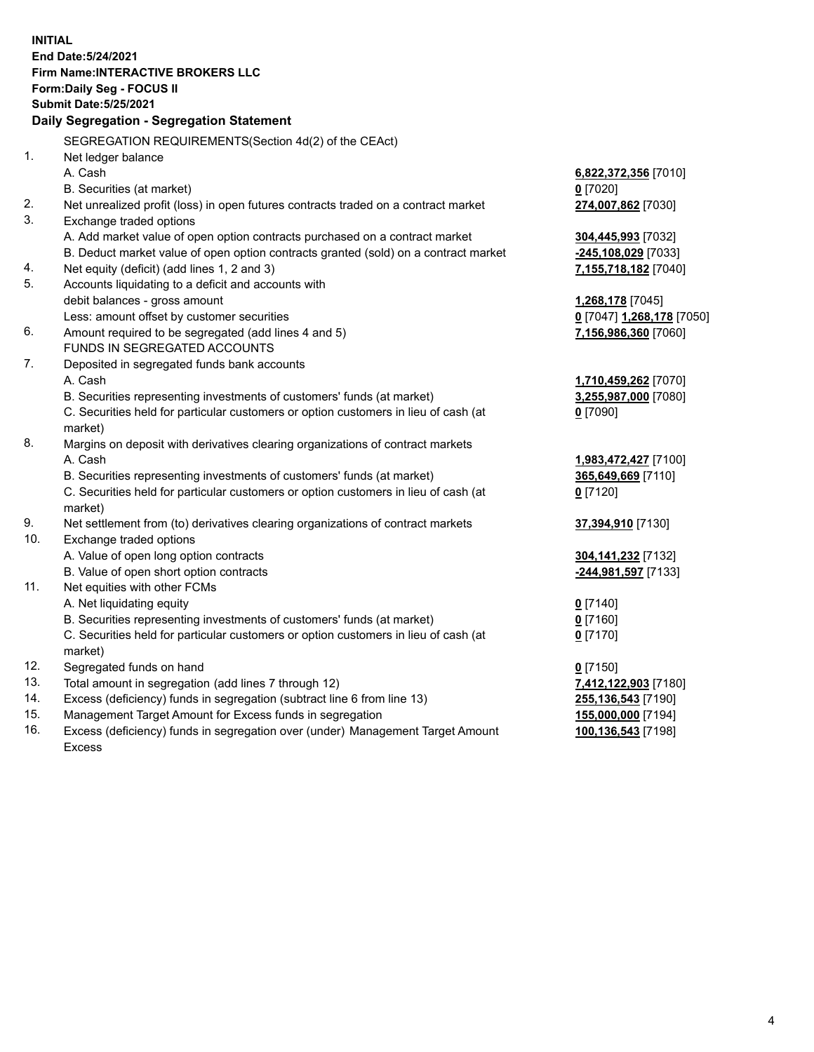**INITIAL**
**End Date:5/24/2021**
**Firm Name:INTERACTIVE BROKERS LLC**
**Form:Daily Seg - FOCUS II**
**Submit Date:5/25/2021**

**Daily Segregation - Segregation Statement**

| | | |
|---|---|---|
| | SEGREGATION REQUIREMENTS(Section 4d(2) of the CEAct) | |
| 1. | Net ledger balance | |
| | A. Cash | **6,822,372,356** [7010] |
| | B. Securities (at market) | **0** [7020] |
| 2. | Net unrealized profit (loss) in open futures contracts traded on a contract market | **274,007,862** [7030] |
| 3. | Exchange traded options | |
| | A. Add market value of open option contracts purchased on a contract market | **304,445,993** [7032] |
| | B. Deduct market value of open option contracts granted (sold) on a contract market | **-245,108,029** [7033] |
| 4. | Net equity (deficit) (add lines 1, 2 and 3) | **7,155,718,182** [7040] |
| 5. | Accounts liquidating to a deficit and accounts with | |
| | debit balances - gross amount | **1,268,178** [7045] |
| | Less: amount offset by customer securities | **0** [7047] **1,268,178** [7050] |
| 6. | Amount required to be segregated (add lines 4 and 5) | **7,156,986,360** [7060] |
| | FUNDS IN SEGREGATED ACCOUNTS | |
| 7. | Deposited in segregated funds bank accounts | |
| | A. Cash | **1,710,459,262** [7070] |
| | B. Securities representing investments of customers' funds (at market) | **3,255,987,000** [7080] |
| | C. Securities held for particular customers or option customers in lieu of cash (at market) | **0** [7090] |
| 8. | Margins on deposit with derivatives clearing organizations of contract markets | |
| | A. Cash | **1,983,472,427** [7100] |
| | B. Securities representing investments of customers' funds (at market) | **365,649,669** [7110] |
| | C. Securities held for particular customers or option customers in lieu of cash (at market) | **0** [7120] |
| 9. | Net settlement from (to) derivatives clearing organizations of contract markets | **37,394,910** [7130] |
| 10. | Exchange traded options | |
| | A. Value of open long option contracts | **304,141,232** [7132] |
| | B. Value of open short option contracts | **-244,981,597** [7133] |
| 11. | Net equities with other FCMs | |
| | A. Net liquidating equity | **0** [7140] |
| | B. Securities representing investments of customers' funds (at market) | **0** [7160] |
| | C. Securities held for particular customers or option customers in lieu of cash (at market) | **0** [7170] |
| 12. | Segregated funds on hand | **0** [7150] |
| 13. | Total amount in segregation (add lines 7 through 12) | **7,412,122,903** [7180] |
| 14. | Excess (deficiency) funds in segregation (subtract line 6 from line 13) | **255,136,543** [7190] |
| 15. | Management Target Amount for Excess funds in segregation | **155,000,000** [7194] |
| 16. | Excess (deficiency) funds in segregation over (under) Management Target Amount Excess | **100,136,543** [7198] |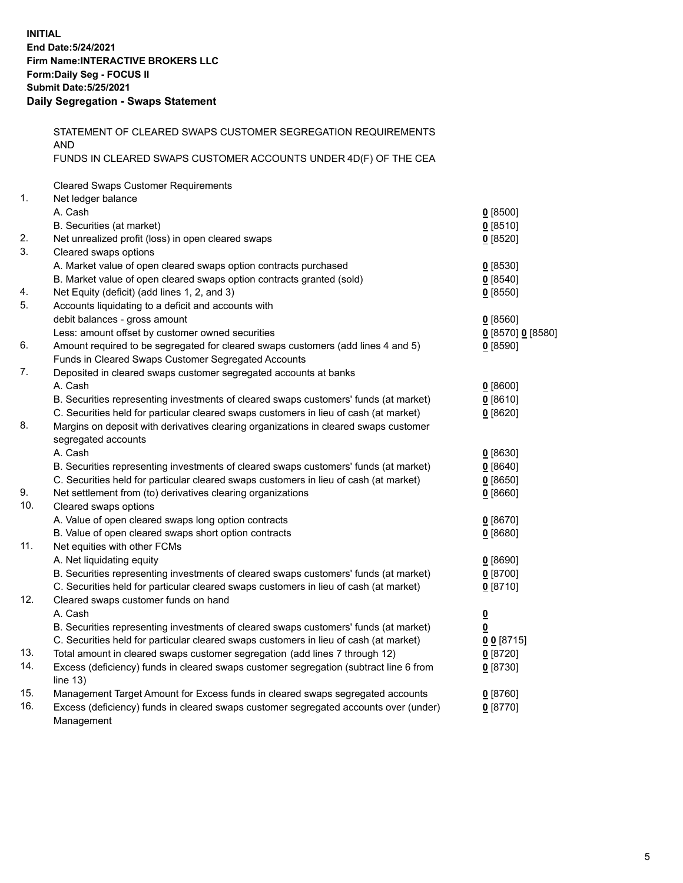**INITIAL**
**End Date:5/24/2021**
**Firm Name:INTERACTIVE BROKERS LLC**
**Form:Daily Seg - FOCUS II**
**Submit Date:5/25/2021**
**Daily Segregation - Swaps Statement**

STATEMENT OF CLEARED SWAPS CUSTOMER SEGREGATION REQUIREMENTS AND
FUNDS IN CLEARED SWAPS CUSTOMER ACCOUNTS UNDER 4D(F) OF THE CEA

| | | |
|---|---|---|
| | Cleared Swaps Customer Requirements | |
| 1. | Net ledger balance | |
| | A. Cash | 0 [8500] |
| | B. Securities (at market) | 0 [8510] |
| 2. | Net unrealized profit (loss) in open cleared swaps | 0 [8520] |
| 3. | Cleared swaps options | |
| | A. Market value of open cleared swaps option contracts purchased | 0 [8530] |
| | B. Market value of open cleared swaps option contracts granted (sold) | 0 [8540] |
| 4. | Net Equity (deficit) (add lines 1, 2, and 3) | 0 [8550] |
| 5. | Accounts liquidating to a deficit and accounts with | |
| | debit balances - gross amount | 0 [8560] |
| | Less: amount offset by customer owned securities | 0 [8570] 0 [8580] |
| 6. | Amount required to be segregated for cleared swaps customers (add lines 4 and 5) | 0 [8590] |
| | Funds in Cleared Swaps Customer Segregated Accounts | |
| 7. | Deposited in cleared swaps customer segregated accounts at banks | |
| | A. Cash | 0 [8600] |
| | B. Securities representing investments of cleared swaps customers' funds (at market) | 0 [8610] |
| | C. Securities held for particular cleared swaps customers in lieu of cash (at market) | 0 [8620] |
| 8. | Margins on deposit with derivatives clearing organizations in cleared swaps customer segregated accounts | |
| | A. Cash | 0 [8630] |
| | B. Securities representing investments of cleared swaps customers' funds (at market) | 0 [8640] |
| | C. Securities held for particular cleared swaps customers in lieu of cash (at market) | 0 [8650] |
| 9. | Net settlement from (to) derivatives clearing organizations | 0 [8660] |
| 10. | Cleared swaps options | |
| | A. Value of open cleared swaps long option contracts | 0 [8670] |
| | B. Value of open cleared swaps short option contracts | 0 [8680] |
| 11. | Net equities with other FCMs | |
| | A. Net liquidating equity | 0 [8690] |
| | B. Securities representing investments of cleared swaps customers' funds (at market) | 0 [8700] |
| | C. Securities held for particular cleared swaps customers in lieu of cash (at market) | 0 [8710] |
| 12. | Cleared swaps customer funds on hand | |
| | A. Cash | 0 |
| | B. Securities representing investments of cleared swaps customers' funds (at market) | 0 |
| | C. Securities held for particular cleared swaps customers in lieu of cash (at market) | 0 0 [8715] |
| 13. | Total amount in cleared swaps customer segregation (add lines 7 through 12) | 0 [8720] |
| 14. | Excess (deficiency) funds in cleared swaps customer segregation (subtract line 6 from line 13) | 0 [8730] |
| 15. | Management Target Amount for Excess funds in cleared swaps segregated accounts | 0 [8760] |
| 16. | Excess (deficiency) funds in cleared swaps customer segregated accounts over (under) Management | 0 [8770] |